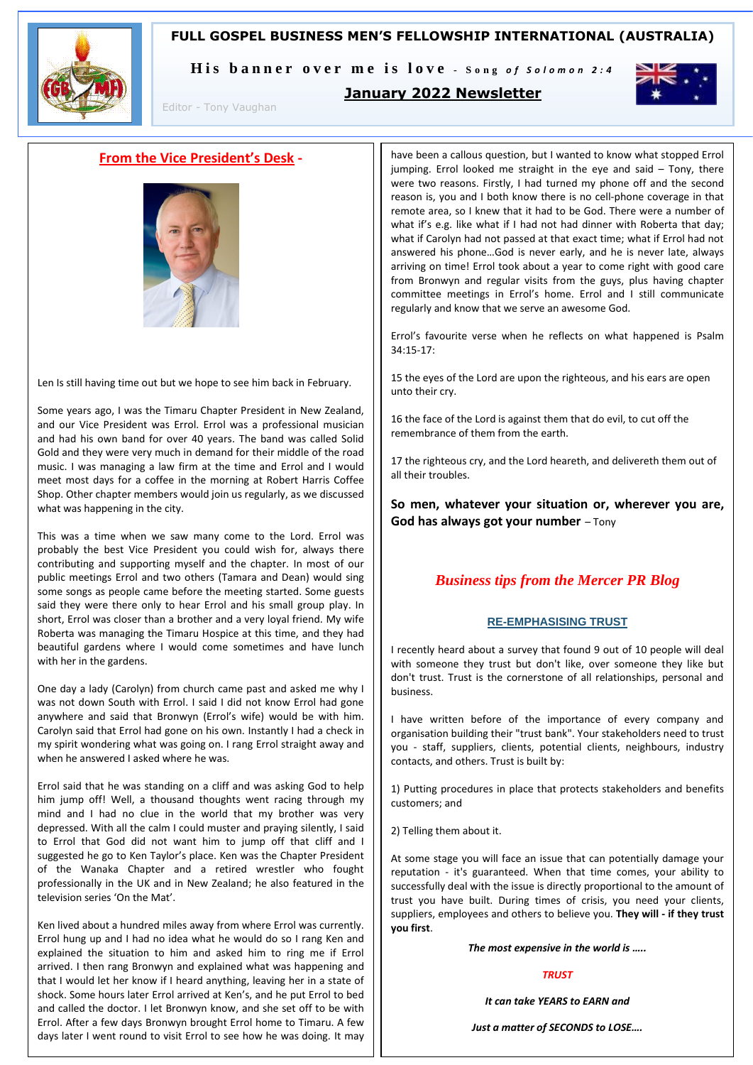# FULL GOSPEL BUSINESS MEN'S FELLOWSHIP INTERNATIONAL (AUSTRALIA)

**His banner over me is love** - *Song of Solomon 2:4*

## January 2022 Newsletter

Editor - Tony Vaughan

## From the Vice President's Desk -

Len Is still having time out but we hope to see him back in February.

Some years ago, I was the Timaru Chapter President in New Zealand, and our Vice President was Errol. Errol was a professional musician and had his own band for over 40 years. The band was called Solid Gold and they were very much in demand for their middle of the road music. I was managing a law firm at the time and Errol and I would meet most days for a coffee in the morning at Robert Harris Coffee Shop. Other chapter members would join us regularly, as we discussed what was happening in the city.

This was a time when we saw many come to the Lord. Errol was probably the best Vice President you could wish for, always there contributing and supporting myself and the chapter. In most of our public meetings Errol and two others (Tamara and Dean) would sing some songs as people came before the meeting started. Some guests said they were there only to hear Errol and his small group play. In short, Errol was closer than a brother and a very loyal friend. My wife Roberta was managing the Timaru Hospice at this time, and they had beautiful gardens where I would come sometimes and have lunch with her in the gardens.

One day a lady (Carolyn) from church came past and asked me why I was not down South with Errol. I said I did not know Errol had gone anywhere and said that Bronwyn (Errol's wife) would be with him. Carolyn said that Errol had gone on his own. Instantly I had a check in my spirit wondering what was going on. I rang Errol straight away and when he answered I asked where he was.

Errol said that he was standing on a cliff and was asking God to help him jump off! Well, a thousand thoughts went racing through my mind and I had no clue in the world that my brother was very depressed. With all the calm I could muster and praying silently, I said to Errol that God did not want him to jump off that cliff and I suggested he go to Ken Taylor's place. Ken was the Chapter President of the Wanaka Chapter and a retired wrestler who fought professionally in the UK and in New Zealand; he also featured in the television series 'On the Mat'.

Ken lived about a hundred miles away from where Errol was currently. Errol hung up and I had no idea what he would do so I rang Ken and explained the situation to him and asked him to ring me if Errol arrived. I then rang Bronwyn and explained what was happening and that I would let her know if I heard anything, leaving her in a state of shock. Some hours later Errol arrived at Ken's, and he put Errol to bed and called the doctor. I let Bronwyn know, and she set off to be with Errol. After a few days Bronwyn brought Errol home to Timaru. A few days later I went round to visit Errol to see how he was doing. It may have been a callous question, but I wanted to know what stopped Errol jumping. Errol looked me straight in the eye and said – Tony, there were two reasons. Firstly, I had turned my phone off and the second reason is, you and I both know there is no cell-phone coverage in that remote area, so I knew that it had to be God. There were a number of what if's e.g. like what if I had not had dinner with Roberta that day; what if Carolyn had not passed at that exact time; what if Errol had not answered his phone…God is never early, and he is never late, always arriving on time! Errol took about a year to come right with good care from Bronwyn and regular visits from the guys, plus having chapter committee meetings in Errol's home. Errol and I still communicate regularly and know that we serve an awesome God.

Errol's favourite verse when he reflects on what happened is Psalm 34:15-17:

15 the eyes of the Lord are upon the righteous, and his ears are open unto their cry.

16 the face of the Lord is against them that do evil, to cut off the remembrance of them from the earth.

17 the righteous cry, and the Lord heareth, and delivereth them out of all their troubles.

**So men, whatever your situation or, wherever you are, God has always got your number** – Tony

## *Business tips from the Mercer PR Blog*

### RE-EMPHASISING TRUST

I recently heard about a survey that found 9 out of 10 people will deal with someone they trust but don't like, over someone they like but don't trust. Trust is the cornerstone of all relationships, personal and business.

I have written before of the importance of every company and organisation building their "trust bank". Your stakeholders need to trust you - staff, suppliers, clients, potential clients, neighbours, industry contacts, and others. Trust is built by:

1) Putting procedures in place that protects stakeholders and benefits customers; and

2) Telling them about it.

At some stage you will face an issue that can potentially damage your reputation - it's guaranteed. When that time comes, your ability to successfully deal with the issue is directly proportional to the amount of trust you have built. During times of crisis, you need your clients, suppliers, employees and others to believe you. **They will - if they trust you first**.

***The most expensive in the world is …..***

***TRUST***

***It can take YEARS to EARN and***

***Just a matter of SECONDS to LOSE….***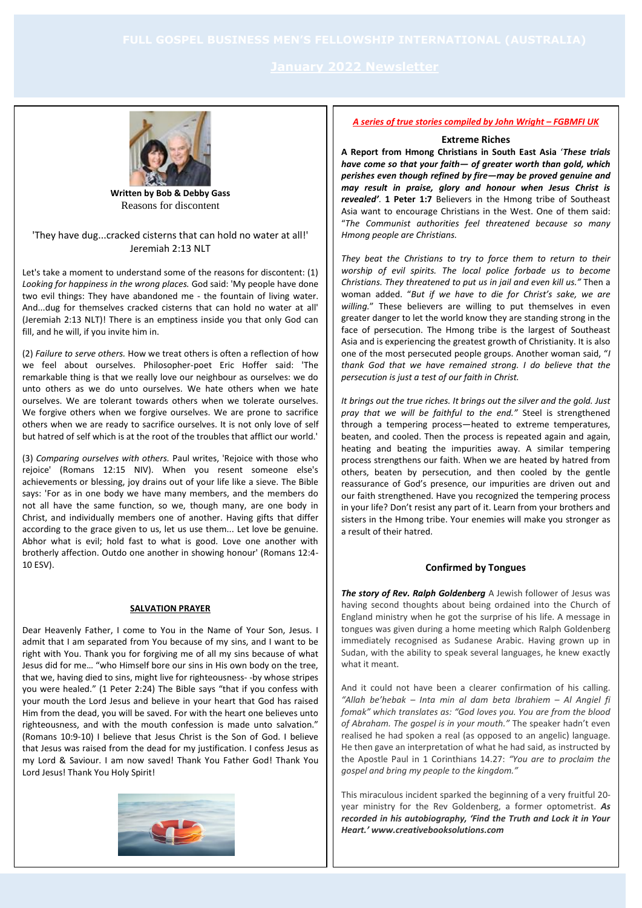# FULL GOSPEL BUSINESS MEN'S FELLOWSHIP INTERNATIONAL (AUSTRALIA)

## January 2022 Newsletter

**Written by Bob & Debby Gass**

Reasons for discontent

'They have dug...cracked cisterns that can hold no water at all!' Jeremiah 2:13 NLT

Let's take a moment to understand some of the reasons for discontent: (1) *Looking for happiness in the wrong places.* God said: 'My people have done two evil things: They have abandoned me - the fountain of living water. And...dug for themselves cracked cisterns that can hold no water at all' (Jeremiah 2:13 NLT)! There is an emptiness inside you that only God can fill, and he will, if you invite him in.

(2) *Failure to serve others.* How we treat others is often a reflection of how we feel about ourselves. Philosopher-poet Eric Hoffer said: 'The remarkable thing is that we really love our neighbour as ourselves: we do unto others as we do unto ourselves. We hate others when we hate ourselves. We are tolerant towards others when we tolerate ourselves. We forgive others when we forgive ourselves. We are prone to sacrifice others when we are ready to sacrifice ourselves. It is not only love of self but hatred of self which is at the root of the troubles that afflict our world.'

(3) *Comparing ourselves with others.* Paul writes, 'Rejoice with those who rejoice' (Romans 12:15 NIV). When you resent someone else's achievements or blessing, joy drains out of your life like a sieve. The Bible says: 'For as in one body we have many members, and the members do not all have the same function, so we, though many, are one body in Christ, and individually members one of another. Having gifts that differ according to the grace given to us, let us use them... Let love be genuine. Abhor what is evil; hold fast to what is good. Love one another with brotherly affection. Outdo one another in showing honour' (Romans 12:4-10 ESV).

**SALVATION PRAYER**

Dear Heavenly Father, I come to You in the Name of Your Son, Jesus. I admit that I am separated from You because of my sins, and I want to be right with You. Thank you for forgiving me of all my sins because of what Jesus did for me… "who Himself bore our sins in His own body on the tree, that we, having died to sins, might live for righteousness- -by whose stripes you were healed." (1 Peter 2:24) The Bible says "that if you confess with your mouth the Lord Jesus and believe in your heart that God has raised Him from the dead, you will be saved. For with the heart one believes unto righteousness, and with the mouth confession is made unto salvation." (Romans 10:9-10) I believe that Jesus Christ is the Son of God. I believe that Jesus was raised from the dead for my justification. I confess Jesus as my Lord & Saviour. I am now saved! Thank You Father God! Thank You Lord Jesus! Thank You Holy Spirit!

*A series of true stories compiled by John Wright – FGBMFI UK*

### Extreme Riches

**A Report from Hmong Christians in South East Asia** '***These trials have come so that your faith— of greater worth than gold, which perishes even though refined by fire—may be proved genuine and may result in praise, glory and honour when Jesus Christ is revealed'*. 1 Peter 1:7** Believers in the Hmong tribe of Southeast Asia want to encourage Christians in the West. One of them said: "*The Communist authorities feel threatened because so many Hmong people are Christians.*

*They beat the Christians to try to force them to return to their worship of evil spirits. The local police forbade us to become Christians. They threatened to put us in jail and even kill us."* Then a woman added. "*But if we have to die for Christ's sake, we are willing.*" These believers are willing to put themselves in even greater danger to let the world know they are standing strong in the face of persecution. The Hmong tribe is the largest of Southeast Asia and is experiencing the greatest growth of Christianity. It is also one of the most persecuted people groups. Another woman said, "*I thank God that we have remained strong. I do believe that the persecution is just a test of our faith in Christ.*

*It brings out the true riches. It brings out the silver and the gold. Just pray that we will be faithful to the end."* Steel is strengthened through a tempering process—heated to extreme temperatures, beaten, and cooled. Then the process is repeated again and again, heating and beating the impurities away. A similar tempering process strengthens our faith. When we are heated by hatred from others, beaten by persecution, and then cooled by the gentle reassurance of God's presence, our impurities are driven out and our faith strengthened. Have you recognized the tempering process in your life? Don't resist any part of it. Learn from your brothers and sisters in the Hmong tribe. Your enemies will make you stronger as a result of their hatred.

### Confirmed by Tongues

***The story of Rev. Ralph Goldenberg*** A Jewish follower of Jesus was having second thoughts about being ordained into the Church of England ministry when he got the surprise of his life. A message in tongues was given during a home meeting which Ralph Goldenberg immediately recognised as Sudanese Arabic. Having grown up in Sudan, with the ability to speak several languages, he knew exactly what it meant.

And it could not have been a clearer confirmation of his calling. *"Allah be'hebak – Inta min al dam beta Ibrahiem – Al Angiel fi fomak" which translates as: "God loves you. You are from the blood of Abraham. The gospel is in your mouth."* The speaker hadn't even realised he had spoken a real (as opposed to an angelic) language. He then gave an interpretation of what he had said, as instructed by the Apostle Paul in 1 Corinthians 14.27: *"You are to proclaim the gospel and bring my people to the kingdom."*

This miraculous incident sparked the beginning of a very fruitful 20-year ministry for the Rev Goldenberg, a former optometrist. ***As recorded in his autobiography, 'Find the Truth and Lock it in Your Heart.' www.creativebooksolutions.com***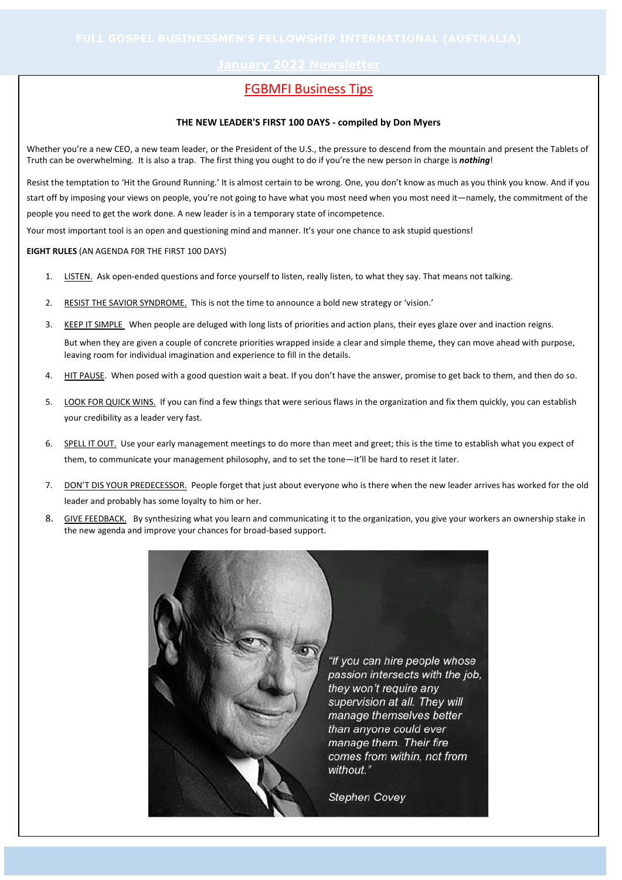# FGBMFI Business Tips

**THE NEW LEADER'S FIRST 100 DAYS - compiled by Don Myers**

Whether you're a new CEO, a new team leader, or the President of the U.S., the pressure to descend from the mountain and present the Tablets of Truth can be overwhelming. It is also a trap. The first thing you ought to do if you're the new person in charge is ***nothing***!

Resist the temptation to 'Hit the Ground Running.' It is almost certain to be wrong. One, you don't know as much as you think you know. And if you start off by imposing your views on people, you're not going to have what you most need when you most need it—namely, the commitment of the people you need to get the work done. A new leader is in a temporary state of incompetence.

Your most important tool is an open and questioning mind and manner. It's your one chance to ask stupid questions!

**EIGHT RULES** (AN AGENDA F0R THE FIRST 100 DAYS)

1. LISTEN. Ask open-ended questions and force yourself to listen, really listen, to what they say. That means not talking.
2. RESIST THE SAVIOR SYNDROME. This is not the time to announce a bold new strategy or 'vision.'
3. KEEP IT SIMPLE When people are deluged with long lists of priorities and action plans, their eyes glaze over and inaction reigns.

   But when they are given a couple of concrete priorities wrapped inside a clear and simple theme, they can move ahead with purpose, leaving room for individual imagination and experience to fill in the details.
4. HIT PAUSE. When posed with a good question wait a beat. If you don't have the answer, promise to get back to them, and then do so.
5. LOOK FOR QUICK WINS. If you can find a few things that were serious flaws in the organization and fix them quickly, you can establish your credibility as a leader very fast.
6. SPELL IT OUT. Use your early management meetings to do more than meet and greet; this is the time to establish what you expect of them, to communicate your management philosophy, and to set the tone—it'll be hard to reset it later.
7. DON'T DIS YOUR PREDECESSOR. People forget that just about everyone who is there when the new leader arrives has worked for the old leader and probably has some loyalty to him or her.
8. GIVE FEEDBACK. By synthesizing what you learn and communicating it to the organization, you give your workers an ownership stake in the new agenda and improve your chances for broad-based support.

*"If you can hire people whose passion intersects with the job, they won't require any supervision at all. They will manage themselves better than anyone could ever manage them. Their fire comes from within, not from without."*

*Stephen Covey*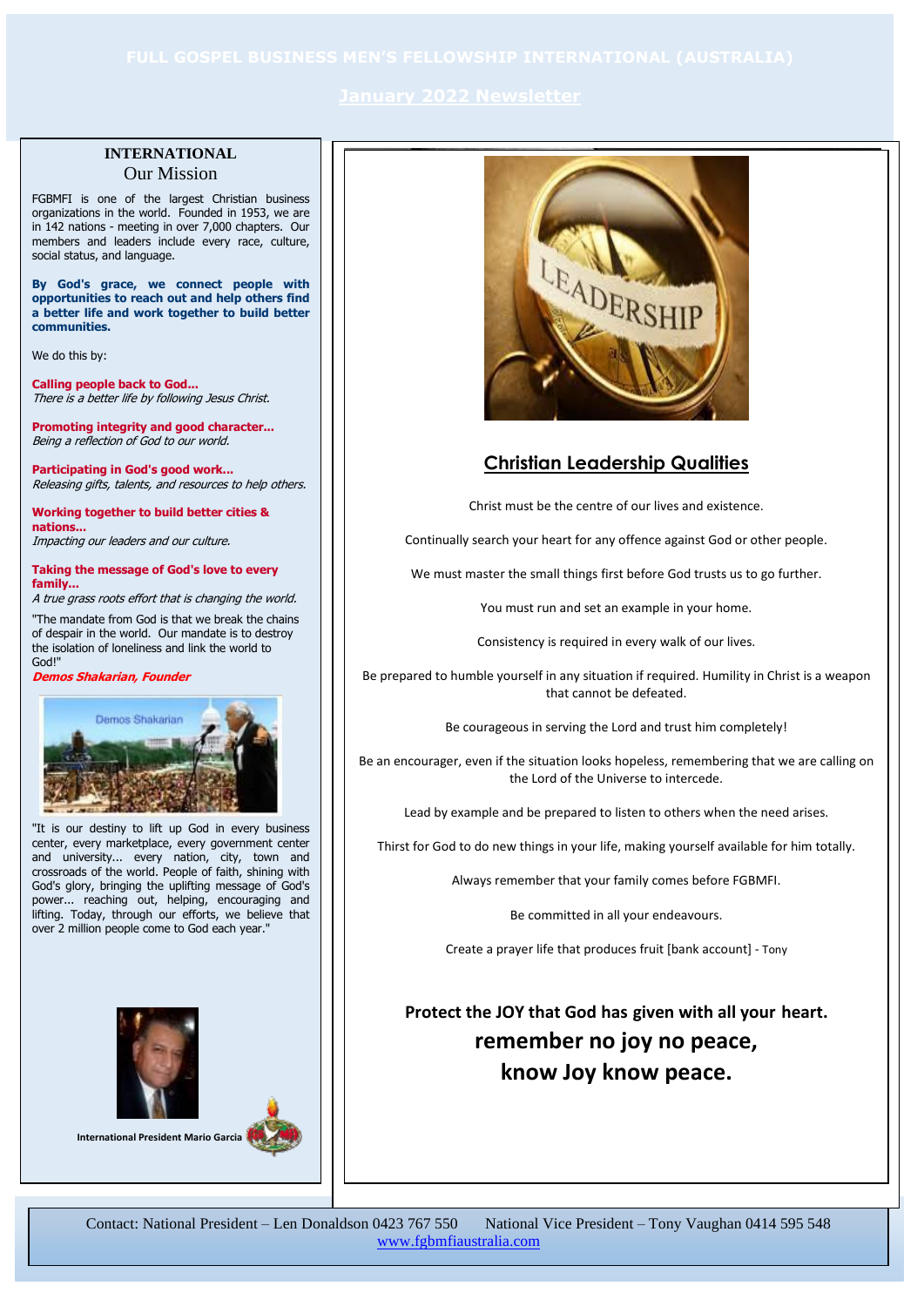# FULL GOSPEL BUSINESS MEN'S FELLOWSHIP INTERNATIONAL (AUSTRALIA)

## January 2022 Newsletter

### INTERNATIONAL
### Our Mission

FGBMFI is one of the largest Christian business organizations in the world. Founded in 1953, we are in 142 nations - meeting in over 7,000 chapters. Our members and leaders include every race, culture, social status, and language.

**By God's grace, we connect people with opportunities to reach out and help others find a better life and work together to build better communities.**

We do this by:

**Calling people back to God...**
*There is a better life by following Jesus Christ.*

**Promoting integrity and good character...**
*Being a reflection of God to our world.*

**Participating in God's good work...**
*Releasing gifts, talents, and resources to help others.*

**Working together to build better cities & nations...**
*Impacting our leaders and our culture.*

**Taking the message of God's love to every family...**
*A true grass roots effort that is changing the world.*

"The mandate from God is that we break the chains of despair in the world. Our mandate is to destroy the isolation of loneliness and link the world to God!"
***Demos Shakarian, Founder***

Demos Shakarian

"It is our destiny to lift up God in every business center, every marketplace, every government center and university... every nation, city, town and crossroads of the world. People of faith, shining with God's glory, bringing the uplifting message of God's power... reaching out, helping, encouraging and lifting. Today, through our efforts, we believe that over 2 million people come to God each year."

**International President Mario Garcia**

LEADERSHIP

## Christian Leadership Qualities

Christ must be the centre of our lives and existence.

Continually search your heart for any offence against God or other people.

We must master the small things first before God trusts us to go further.

You must run and set an example in your home.

Consistency is required in every walk of our lives.

Be prepared to humble yourself in any situation if required. Humility in Christ is a weapon that cannot be defeated.

Be courageous in serving the Lord and trust him completely!

Be an encourager, even if the situation looks hopeless, remembering that we are calling on the Lord of the Universe to intercede.

Lead by example and be prepared to listen to others when the need arises.

Thirst for God to do new things in your life, making yourself available for him totally.

Always remember that your family comes before FGBMFI.

Be committed in all your endeavours.

Create a prayer life that produces fruit [bank account] - Tony

**Protect the JOY that God has given with all your heart.**

**remember no joy no peace,**

**know Joy know peace.**

Contact: National President – Len Donaldson 0423 767 550 National Vice President – Tony Vaughan 0414 595 548
www.fgbmfiaustralia.com